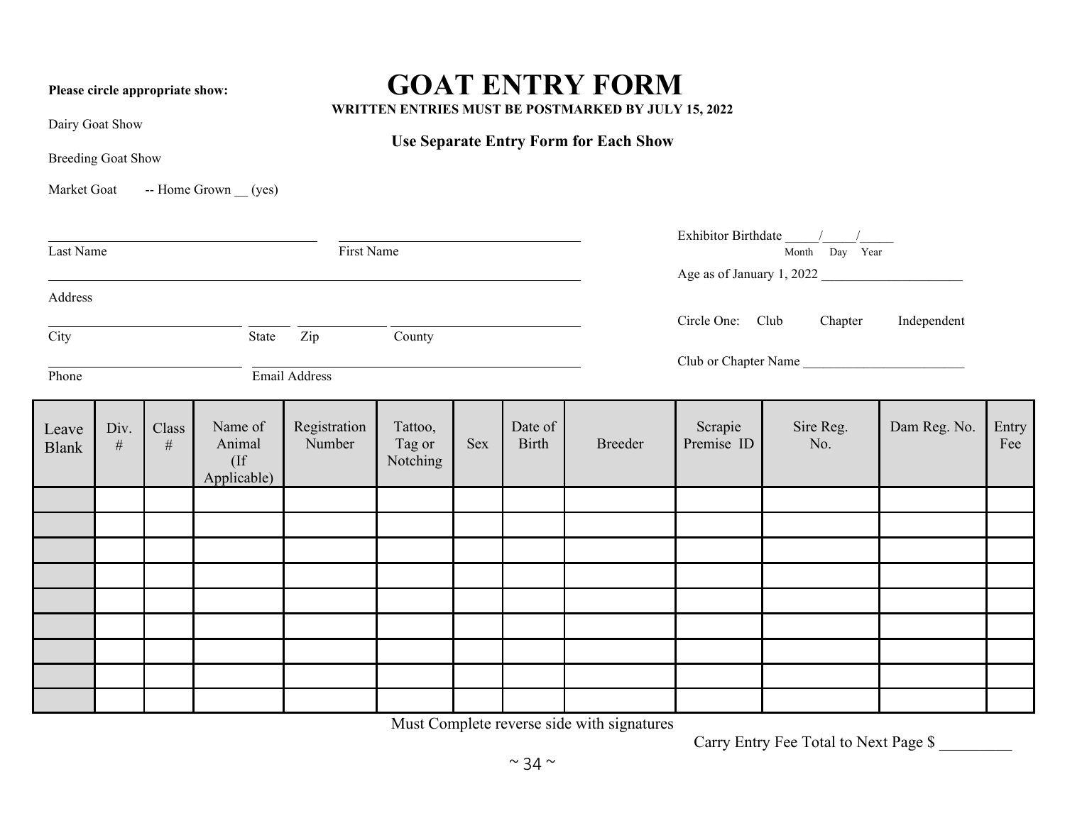**Please circle appropriate show:**

# GOAT ENTRY FORM

**WRITTEN ENTRIES MUST BE POSTMARKED BY JULY 15, 2022**

**Use Separate Entry Form for Each Show**

Dairy Goat Show

Breeding Goat Show

Market Goat -- Home Grown __ (yes)

_________________________________ _________________________________
Last Name First Name

_________________________________________________________________
Address

_______________________ ______ __________ _______________________
City State Zip County

_______________________ _________________________________________
Phone Email Address

Exhibitor Birthdate _____/_____/_____
Month Day Year

Age as of January 1, 2022 ____________________

Circle One: Club Chapter Independent

Club or Chapter Name _______________________

| Leave Blank | Div. # | Class # | Name of Animal (If Applicable) | Registration Number | Tattoo, Tag or Notching | Sex | Date of Birth | Breeder | Scrapie Premise ID | Sire Reg. No. | Dam Reg. No. | Entry Fee |
|---|---|---|---|---|---|---|---|---|---|---|---|---|
| | | | | | | | | | | | | |
| | | | | | | | | | | | | |
| | | | | | | | | | | | | |
| | | | | | | | | | | | | |
| | | | | | | | | | | | | |
| | | | | | | | | | | | | |
| | | | | | | | | | | | | |
| | | | | | | | | | | | | |
| | | | | | | | | | | | | |

Must Complete reverse side with signatures

Carry Entry Fee Total to Next Page $ _________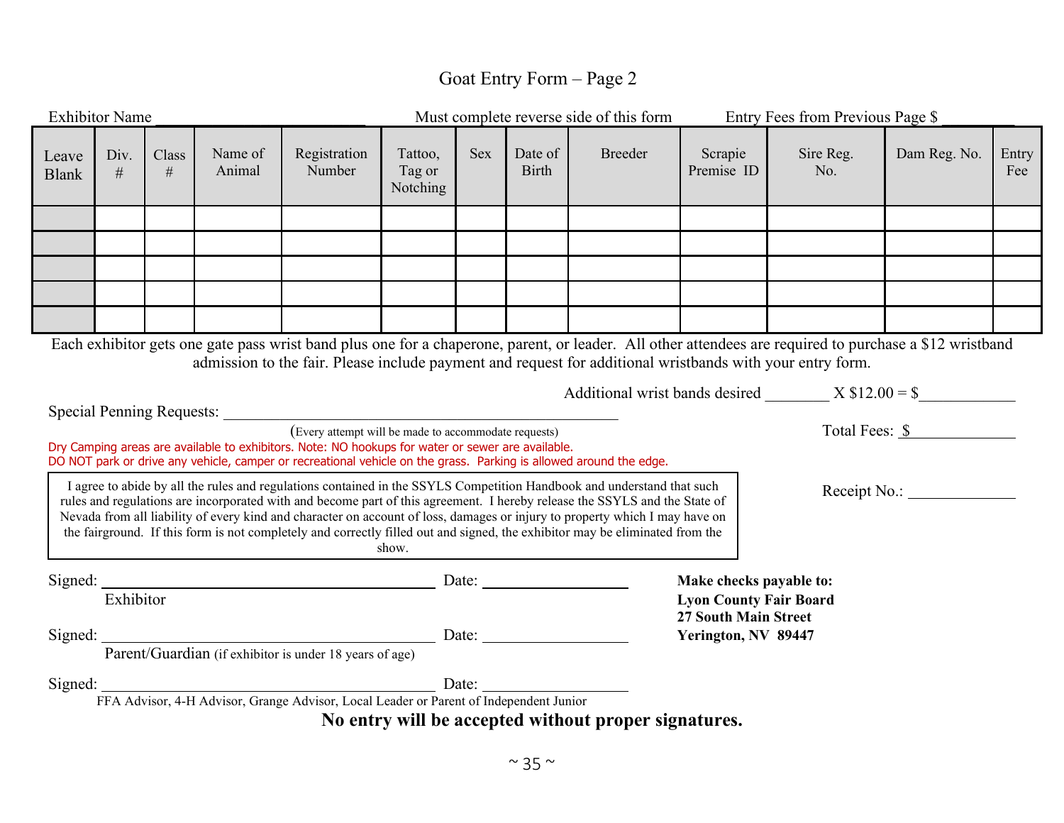# Goat Entry Form – Page 2

Exhibitor Name ________________________ Must complete reverse side of this form Entry Fees from Previous Page $ ________

| Leave Blank | Div. # | Class # | Name of Animal | Registration Number | Tattoo, Tag or Notching | Sex | Date of Birth | Breeder | Scrapie Premise ID | Sire Reg. No. | Dam Reg. No. | Entry Fee |
|---|---|---|---|---|---|---|---|---|---|---|---|---|
| | | | | | | | | | | | | |
| | | | | | | | | | | | | |
| | | | | | | | | | | | | |
| | | | | | | | | | | | | |
| | | | | | | | | | | | | |

Each exhibitor gets one gate pass wrist band plus one for a chaperone, parent, or leader. All other attendees are required to purchase a $12 wristband admission to the fair. Please include payment and request for additional wristbands with your entry form.

Additional wrist bands desired ________ X $12.00 = $____________

Special Penning Requests: ________________________________________________

(Every attempt will be made to accommodate requests)

Total Fees: $_____________

Dry Camping areas are available to exhibitors. Note: NO hookups for water or sewer are available.
DO NOT park or drive any vehicle, camper or recreational vehicle on the grass. Parking is allowed around the edge.

> I agree to abide by all the rules and regulations contained in the SSYLS Competition Handbook and understand that such rules and regulations are incorporated with and become part of this agreement. I hereby release the SSYLS and the State of Nevada from all liability of every kind and character on account of loss, damages or injury to property which I may have on the fairground. If this form is not completely and correctly filled out and signed, the exhibitor may be eliminated from the show.

Receipt No.: _____________

Signed: ________________________________________ Date: __________________
Exhibitor

Signed: ________________________________________ Date: __________________
Parent/Guardian (if exhibitor is under 18 years of age)

Signed: ________________________________________ Date: __________________
FFA Advisor, 4-H Advisor, Grange Advisor, Local Leader or Parent of Independent Junior

**Make checks payable to:**
**Lyon County Fair Board**
**27 South Main Street**
**Yerington, NV 89447**

**No entry will be accepted without proper signatures.**